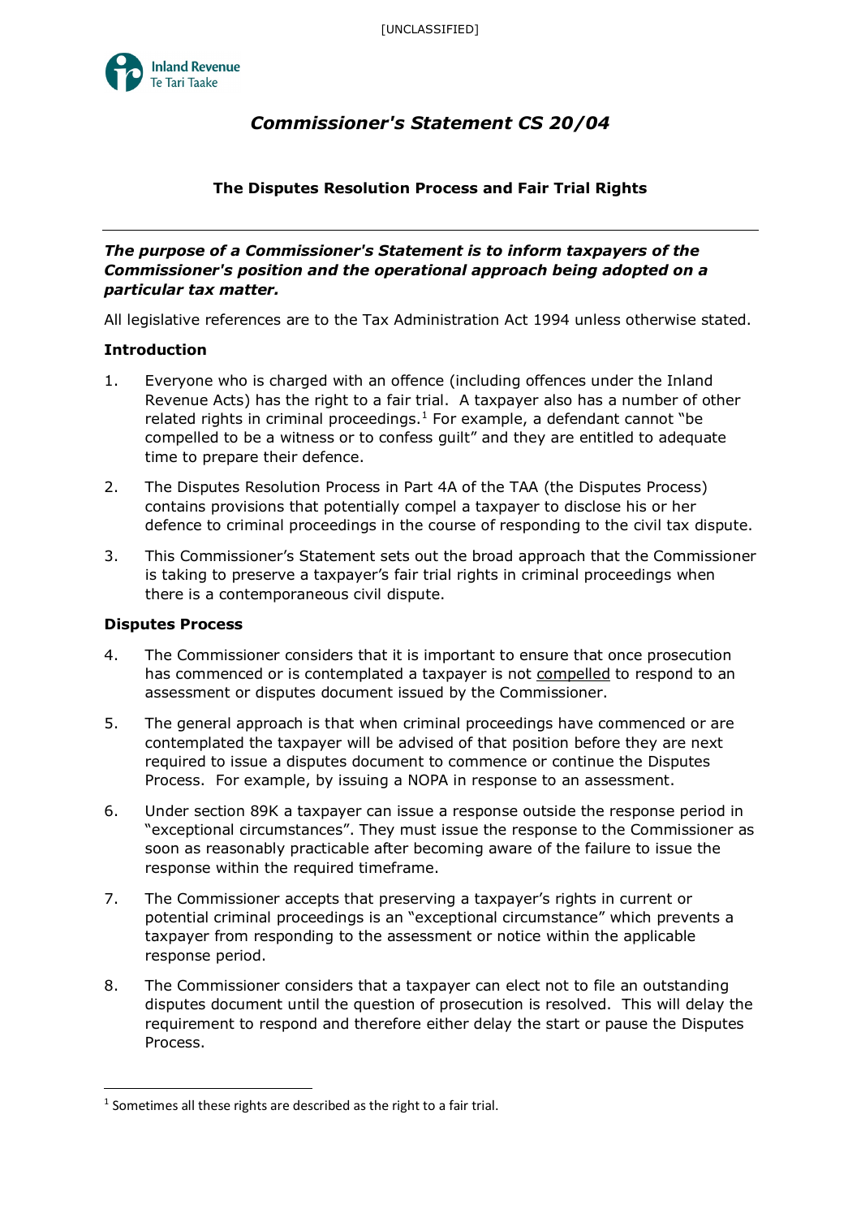[UNCLASSIFIED]

Inland Revenue
Te Tari Taake

# *Commissioner's Statement CS 20/04*

## The Disputes Resolution Process and Fair Trial Rights

---

***The purpose of a Commissioner's Statement is to inform taxpayers of the Commissioner's position and the operational approach being adopted on a particular tax matter.***

All legislative references are to the Tax Administration Act 1994 unless otherwise stated.

**Introduction**

1. Everyone who is charged with an offence (including offences under the Inland Revenue Acts) has the right to a fair trial. A taxpayer also has a number of other related rights in criminal proceedings.[1] For example, a defendant cannot "be compelled to be a witness or to confess guilt" and they are entitled to adequate time to prepare their defence.

2. The Disputes Resolution Process in Part 4A of the TAA (the Disputes Process) contains provisions that potentially compel a taxpayer to disclose his or her defence to criminal proceedings in the course of responding to the civil tax dispute.

3. This Commissioner's Statement sets out the broad approach that the Commissioner is taking to preserve a taxpayer's fair trial rights in criminal proceedings when there is a contemporaneous civil dispute.

**Disputes Process**

4. The Commissioner considers that it is important to ensure that once prosecution has commenced or is contemplated a taxpayer is not <u>compelled</u> to respond to an assessment or disputes document issued by the Commissioner.

5. The general approach is that when criminal proceedings have commenced or are contemplated the taxpayer will be advised of that position before they are next required to issue a disputes document to commence or continue the Disputes Process. For example, by issuing a NOPA in response to an assessment.

6. Under section 89K a taxpayer can issue a response outside the response period in "exceptional circumstances". They must issue the response to the Commissioner as soon as reasonably practicable after becoming aware of the failure to issue the response within the required timeframe.

7. The Commissioner accepts that preserving a taxpayer's rights in current or potential criminal proceedings is an "exceptional circumstance" which prevents a taxpayer from responding to the assessment or notice within the applicable response period.

8. The Commissioner considers that a taxpayer can elect not to file an outstanding disputes document until the question of prosecution is resolved. This will delay the requirement to respond and therefore either delay the start or pause the Disputes Process.

---

[1] Sometimes all these rights are described as the right to a fair trial.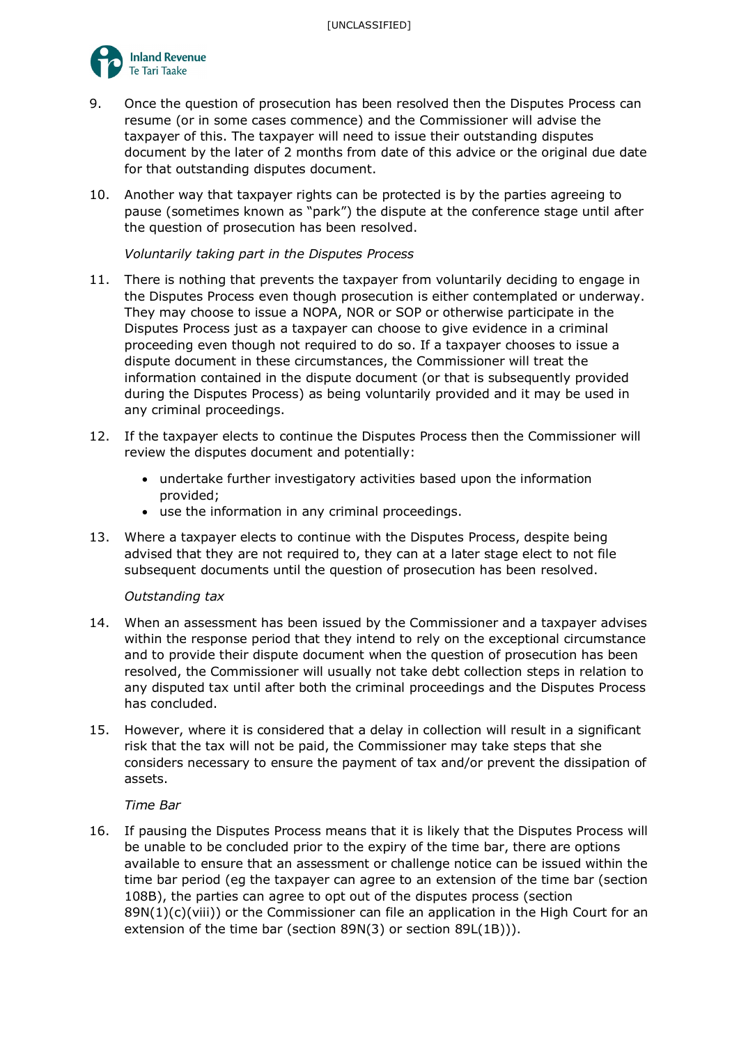9. Once the question of prosecution has been resolved then the Disputes Process can resume (or in some cases commence) and the Commissioner will advise the taxpayer of this. The taxpayer will need to issue their outstanding disputes document by the later of 2 months from date of this advice or the original due date for that outstanding disputes document.

10. Another way that taxpayer rights can be protected is by the parties agreeing to pause (sometimes known as "park") the dispute at the conference stage until after the question of prosecution has been resolved.

*Voluntarily taking part in the Disputes Process*

11. There is nothing that prevents the taxpayer from voluntarily deciding to engage in the Disputes Process even though prosecution is either contemplated or underway. They may choose to issue a NOPA, NOR or SOP or otherwise participate in the Disputes Process just as a taxpayer can choose to give evidence in a criminal proceeding even though not required to do so. If a taxpayer chooses to issue a dispute document in these circumstances, the Commissioner will treat the information contained in the dispute document (or that is subsequently provided during the Disputes Process) as being voluntarily provided and it may be used in any criminal proceedings.

12. If the taxpayer elects to continue the Disputes Process then the Commissioner will review the disputes document and potentially:
    - undertake further investigatory activities based upon the information provided;
    - use the information in any criminal proceedings.

13. Where a taxpayer elects to continue with the Disputes Process, despite being advised that they are not required to, they can at a later stage elect to not file subsequent documents until the question of prosecution has been resolved.

*Outstanding tax*

14. When an assessment has been issued by the Commissioner and a taxpayer advises within the response period that they intend to rely on the exceptional circumstance and to provide their dispute document when the question of prosecution has been resolved, the Commissioner will usually not take debt collection steps in relation to any disputed tax until after both the criminal proceedings and the Disputes Process has concluded.

15. However, where it is considered that a delay in collection will result in a significant risk that the tax will not be paid, the Commissioner may take steps that she considers necessary to ensure the payment of tax and/or prevent the dissipation of assets.

*Time Bar*

16. If pausing the Disputes Process means that it is likely that the Disputes Process will be unable to be concluded prior to the expiry of the time bar, there are options available to ensure that an assessment or challenge notice can be issued within the time bar period (eg the taxpayer can agree to an extension of the time bar (section 108B), the parties can agree to opt out of the disputes process (section 89N(1)(c)(viii)) or the Commissioner can file an application in the High Court for an extension of the time bar (section 89N(3) or section 89L(1B))).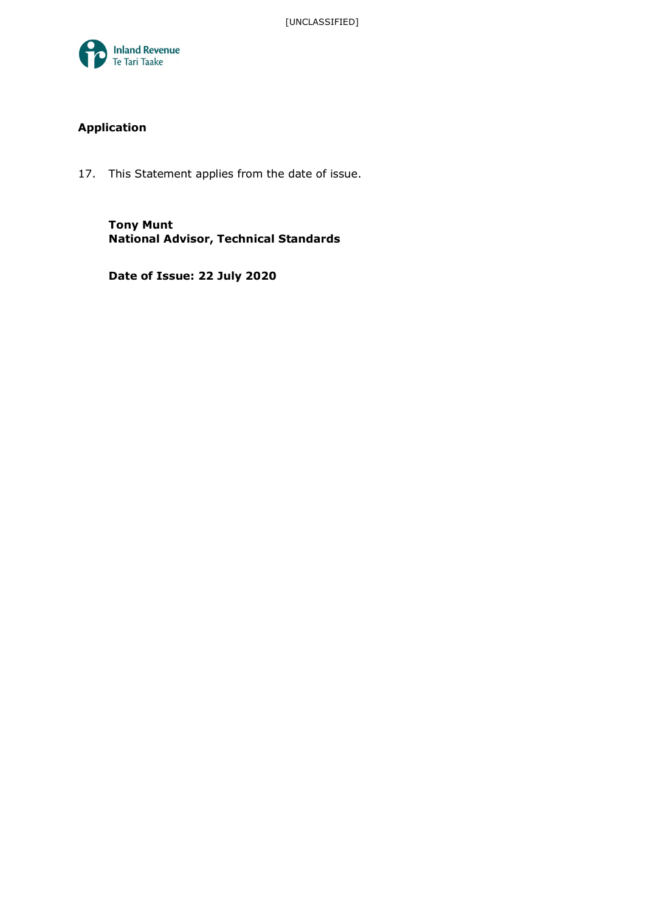## Application

17. This Statement applies from the date of issue.

**Tony Munt**
**National Advisor, Technical Standards**

**Date of Issue: 22 July 2020**